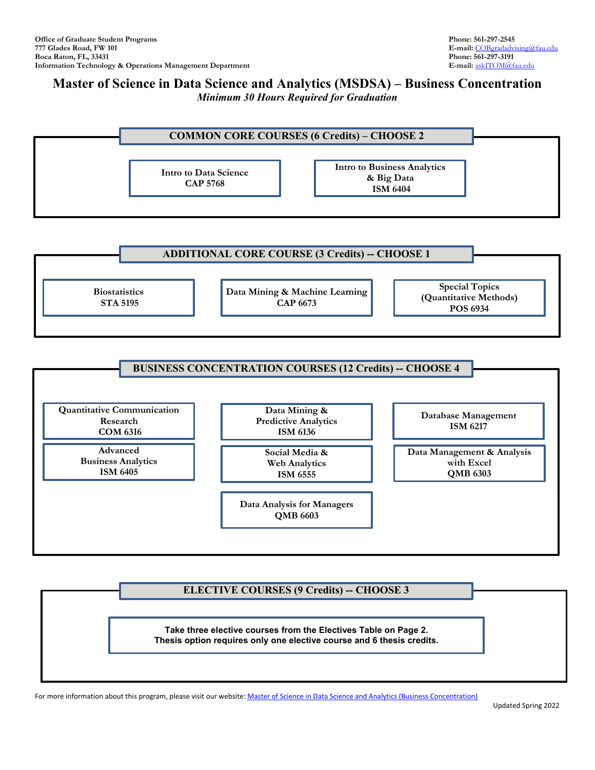Office of Graduate Student Programs
777 Glades Road, FW 101
Boca Raton, FL, 33431
Information Technology & Operations Management Department

Phone: 561-297-2545
E-mail: COBgradadvising@fau.edu
Phone: 561-297-3191
E-mail: askITOM@fau.edu

# Master of Science in Data Science and Analytics (MSDSA) – Business Concentration

*Minimum 30 Hours Required for Graduation*

## COMMON CORE COURSES (6 Credits) – CHOOSE 2

- **Intro to Data Science** – CAP 5768
- **Intro to Business Analytics & Big Data** – ISM 6404

## ADDITIONAL CORE COURSE (3 Credits) -- CHOOSE 1

- **Biostatistics** – STA 5195
- **Data Mining & Machine Learning** – CAP 6673
- **Special Topics (Quantitative Methods)** – POS 6934

## BUSINESS CONCENTRATION COURSES (12 Credits) -- CHOOSE 4

- **Quantitative Communication Research** – COM 6316
- **Data Mining & Predictive Analytics** – ISM 6136
- **Database Management** – ISM 6217
- **Advanced Business Analytics** – ISM 6405
- **Social Media & Web Analytics** – ISM 6555
- **Data Management & Analysis with Excel** – QMB 6303
- **Data Analysis for Managers** – QMB 6603

## ELECTIVE COURSES (9 Credits) -- CHOOSE 3

**Take three elective courses from the Electives Table on Page 2.**
**Thesis option requires only one elective course and 6 thesis credits.**

For more information about this program, please visit our website: Master of Science in Data Science and Analytics (Business Concentration)

Updated Spring 2022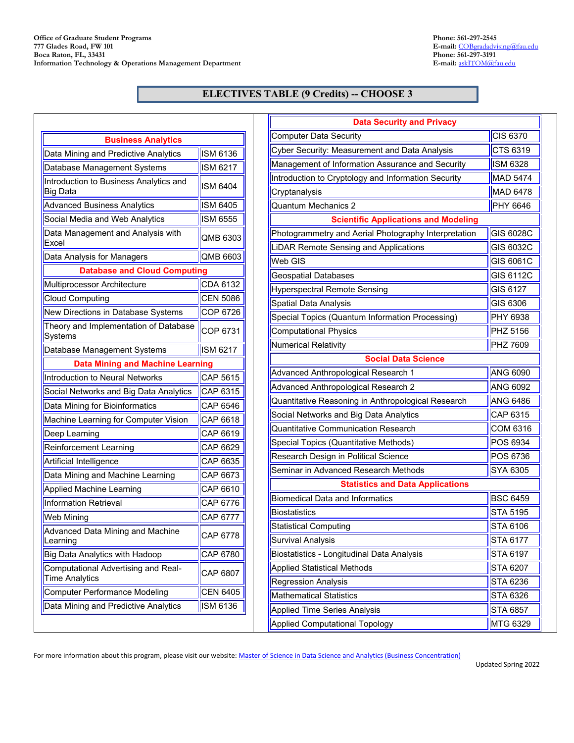Office of Graduate Student Programs
777 Glades Road, FW 101
Boca Raton, FL, 33431
Information Technology & Operations Management Department

Phone: 561-297-2545
E-mail: COBgradadvising@fau.edu
Phone: 561-297-3191
E-mail: askITOM@fau.edu

# ELECTIVES TABLE (9 Credits) -- CHOOSE 3

| Business Analytics | |
|---|---|
| Data Mining and Predictive Analytics | ISM 6136 |
| Database Management Systems | ISM 6217 |
| Introduction to Business Analytics and Big Data | ISM 6404 |
| Advanced Business Analytics | ISM 6405 |
| Social Media and Web Analytics | ISM 6555 |
| Data Management and Analysis with Excel | QMB 6303 |
| Data Analysis for Managers | QMB 6603 |

| Database and Cloud Computing | |
|---|---|
| Multiprocessor Architecture | CDA 6132 |
| Cloud Computing | CEN 5086 |
| New Directions in Database Systems | COP 6726 |
| Theory and Implementation of Database Systems | COP 6731 |
| Database Management Systems | ISM 6217 |

| Data Mining and Machine Learning | |
|---|---|
| Introduction to Neural Networks | CAP 5615 |
| Social Networks and Big Data Analytics | CAP 6315 |
| Data Mining for Bioinformatics | CAP 6546 |
| Machine Learning for Computer Vision | CAP 6618 |
| Deep Learning | CAP 6619 |
| Reinforcement Learning | CAP 6629 |
| Artificial Intelligence | CAP 6635 |
| Data Mining and Machine Learning | CAP 6673 |
| Applied Machine Learning | CAP 6610 |
| Information Retrieval | CAP 6776 |
| Web Mining | CAP 6777 |
| Advanced Data Mining and Machine Learning | CAP 6778 |
| Big Data Analytics with Hadoop | CAP 6780 |
| Computational Advertising and Real-Time Analytics | CAP 6807 |
| Computer Performance Modeling | CEN 6405 |
| Data Mining and Predictive Analytics | ISM 6136 |

| Data Security and Privacy | |
|---|---|
| Computer Data Security | CIS 6370 |
| Cyber Security: Measurement and Data Analysis | CTS 6319 |
| Management of Information Assurance and Security | ISM 6328 |
| Introduction to Cryptology and Information Security | MAD 5474 |
| Cryptanalysis | MAD 6478 |
| Quantum Mechanics 2 | PHY 6646 |

| Scientific Applications and Modeling | |
|---|---|
| Photogrammetry and Aerial Photography Interpretation | GIS 6028C |
| LiDAR Remote Sensing and Applications | GIS 6032C |
| Web GIS | GIS 6061C |
| Geospatial Databases | GIS 6112C |
| Hyperspectral Remote Sensing | GIS 6127 |
| Spatial Data Analysis | GIS 6306 |
| Special Topics (Quantum Information Processing) | PHY 6938 |
| Computational Physics | PHZ 5156 |
| Numerical Relativity | PHZ 7609 |

| Social Data Science | |
|---|---|
| Advanced Anthropological Research 1 | ANG 6090 |
| Advanced Anthropological Research 2 | ANG 6092 |
| Quantitative Reasoning in Anthropological Research | ANG 6486 |
| Social Networks and Big Data Analytics | CAP 6315 |
| Quantitative Communication Research | COM 6316 |
| Special Topics (Quantitative Methods) | POS 6934 |
| Research Design in Political Science | POS 6736 |
| Seminar in Advanced Research Methods | SYA 6305 |

| Statistics and Data Applications | |
|---|---|
| Biomedical Data and Informatics | BSC 6459 |
| Biostatistics | STA 5195 |
| Statistical Computing | STA 6106 |
| Survival Analysis | STA 6177 |
| Biostatistics - Longitudinal Data Analysis | STA 6197 |
| Applied Statistical Methods | STA 6207 |
| Regression Analysis | STA 6236 |
| Mathematical Statistics | STA 6326 |
| Applied Time Series Analysis | STA 6857 |
| Applied Computational Topology | MTG 6329 |

For more information about this program, please visit our website: Master of Science in Data Science and Analytics (Business Concentration)

Updated Spring 2022